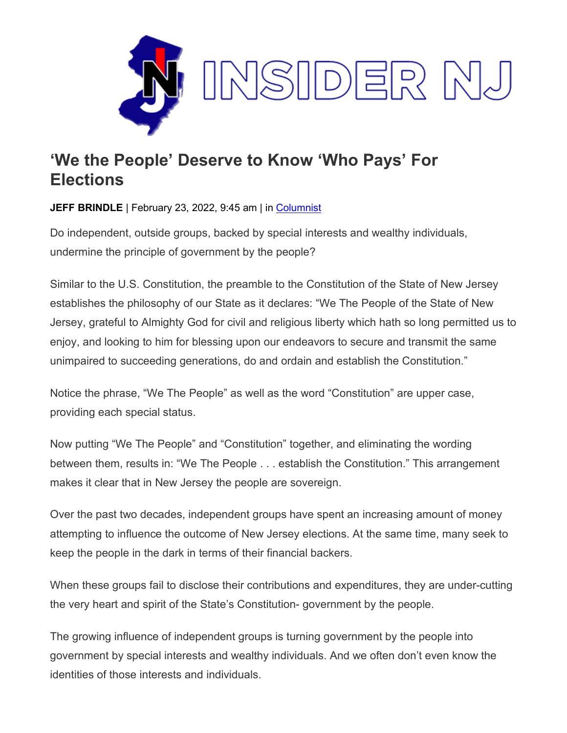# 'We the People' Deserve to Know 'Who Pays' For Elections

**JEFF BRINDLE** | February 23, 2022, 9:45 am | in Columnist

Do independent, outside groups, backed by special interests and wealthy individuals, undermine the principle of government by the people?

Similar to the U.S. Constitution, the preamble to the Constitution of the State of New Jersey establishes the philosophy of our State as it declares: "We The People of the State of New Jersey, grateful to Almighty God for civil and religious liberty which hath so long permitted us to enjoy, and looking to him for blessing upon our endeavors to secure and transmit the same unimpaired to succeeding generations, do and ordain and establish the Constitution."

Notice the phrase, "We The People" as well as the word "Constitution" are upper case, providing each special status.

Now putting "We The People" and "Constitution" together, and eliminating the wording between them, results in: "We The People . . . establish the Constitution." This arrangement makes it clear that in New Jersey the people are sovereign.

Over the past two decades, independent groups have spent an increasing amount of money attempting to influence the outcome of New Jersey elections. At the same time, many seek to keep the people in the dark in terms of their financial backers.

When these groups fail to disclose their contributions and expenditures, they are under-cutting the very heart and spirit of the State's Constitution- government by the people.

The growing influence of independent groups is turning government by the people into government by special interests and wealthy individuals. And we often don't even know the identities of those interests and individuals.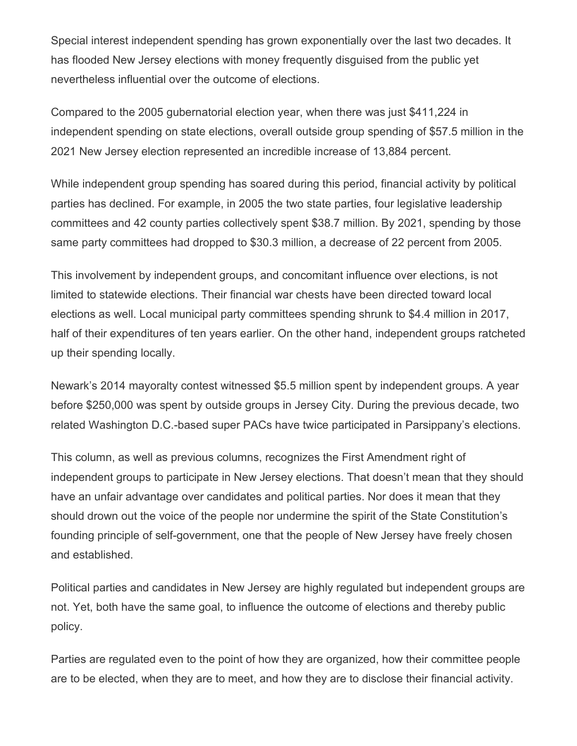Special interest independent spending has grown exponentially over the last two decades. It has flooded New Jersey elections with money frequently disguised from the public yet nevertheless influential over the outcome of elections.

Compared to the 2005 gubernatorial election year, when there was just $411,224 in independent spending on state elections, overall outside group spending of $57.5 million in the 2021 New Jersey election represented an incredible increase of 13,884 percent.

While independent group spending has soared during this period, financial activity by political parties has declined. For example, in 2005 the two state parties, four legislative leadership committees and 42 county parties collectively spent $38.7 million. By 2021, spending by those same party committees had dropped to $30.3 million, a decrease of 22 percent from 2005.

This involvement by independent groups, and concomitant influence over elections, is not limited to statewide elections. Their financial war chests have been directed toward local elections as well. Local municipal party committees spending shrunk to $4.4 million in 2017, half of their expenditures of ten years earlier. On the other hand, independent groups ratcheted up their spending locally.

Newark's 2014 mayoralty contest witnessed $5.5 million spent by independent groups. A year before $250,000 was spent by outside groups in Jersey City. During the previous decade, two related Washington D.C.-based super PACs have twice participated in Parsippany's elections.

This column, as well as previous columns, recognizes the First Amendment right of independent groups to participate in New Jersey elections. That doesn't mean that they should have an unfair advantage over candidates and political parties. Nor does it mean that they should drown out the voice of the people nor undermine the spirit of the State Constitution's founding principle of self-government, one that the people of New Jersey have freely chosen and established.

Political parties and candidates in New Jersey are highly regulated but independent groups are not. Yet, both have the same goal, to influence the outcome of elections and thereby public policy.

Parties are regulated even to the point of how they are organized, how their committee people are to be elected, when they are to meet, and how they are to disclose their financial activity.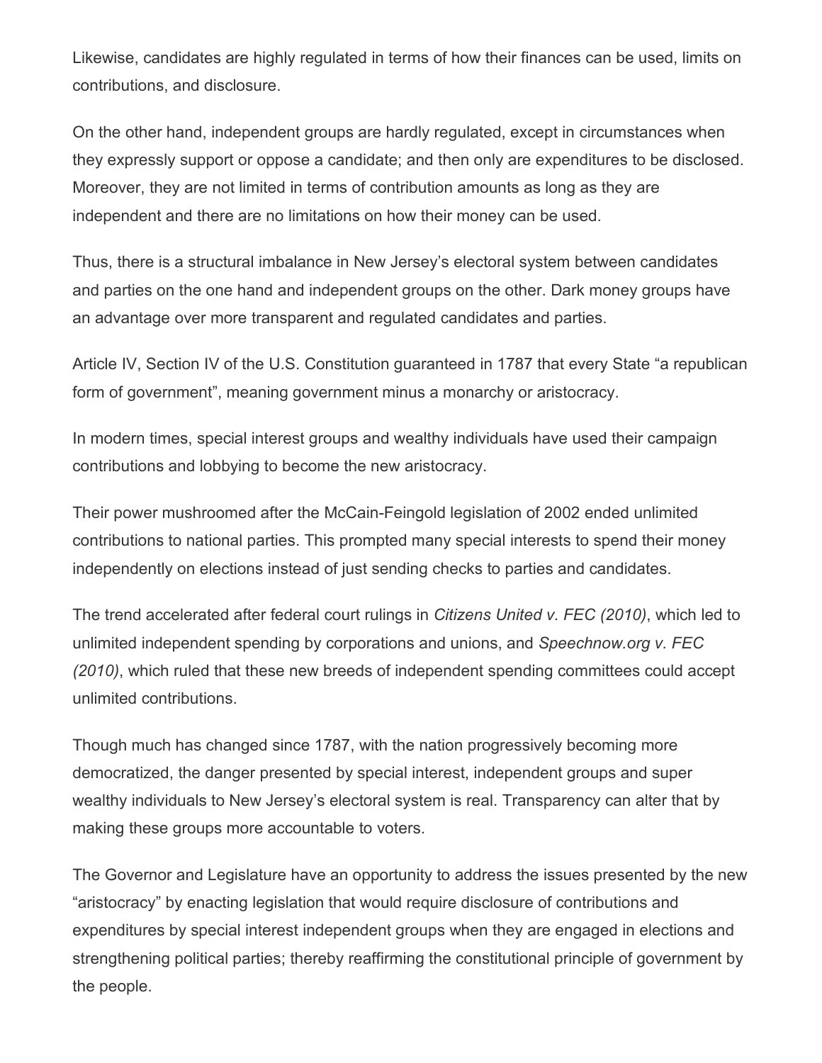Likewise, candidates are highly regulated in terms of how their finances can be used, limits on contributions, and disclosure.

On the other hand, independent groups are hardly regulated, except in circumstances when they expressly support or oppose a candidate; and then only are expenditures to be disclosed. Moreover, they are not limited in terms of contribution amounts as long as they are independent and there are no limitations on how their money can be used.

Thus, there is a structural imbalance in New Jersey's electoral system between candidates and parties on the one hand and independent groups on the other. Dark money groups have an advantage over more transparent and regulated candidates and parties.

Article IV, Section IV of the U.S. Constitution guaranteed in 1787 that every State "a republican form of government", meaning government minus a monarchy or aristocracy.

In modern times, special interest groups and wealthy individuals have used their campaign contributions and lobbying to become the new aristocracy.

Their power mushroomed after the McCain-Feingold legislation of 2002 ended unlimited contributions to national parties. This prompted many special interests to spend their money independently on elections instead of just sending checks to parties and candidates.

The trend accelerated after federal court rulings in *Citizens United v. FEC (2010)*, which led to unlimited independent spending by corporations and unions, and *Speechnow.org v. FEC (2010)*, which ruled that these new breeds of independent spending committees could accept unlimited contributions.

Though much has changed since 1787, with the nation progressively becoming more democratized, the danger presented by special interest, independent groups and super wealthy individuals to New Jersey's electoral system is real. Transparency can alter that by making these groups more accountable to voters.

The Governor and Legislature have an opportunity to address the issues presented by the new "aristocracy" by enacting legislation that would require disclosure of contributions and expenditures by special interest independent groups when they are engaged in elections and strengthening political parties; thereby reaffirming the constitutional principle of government by the people.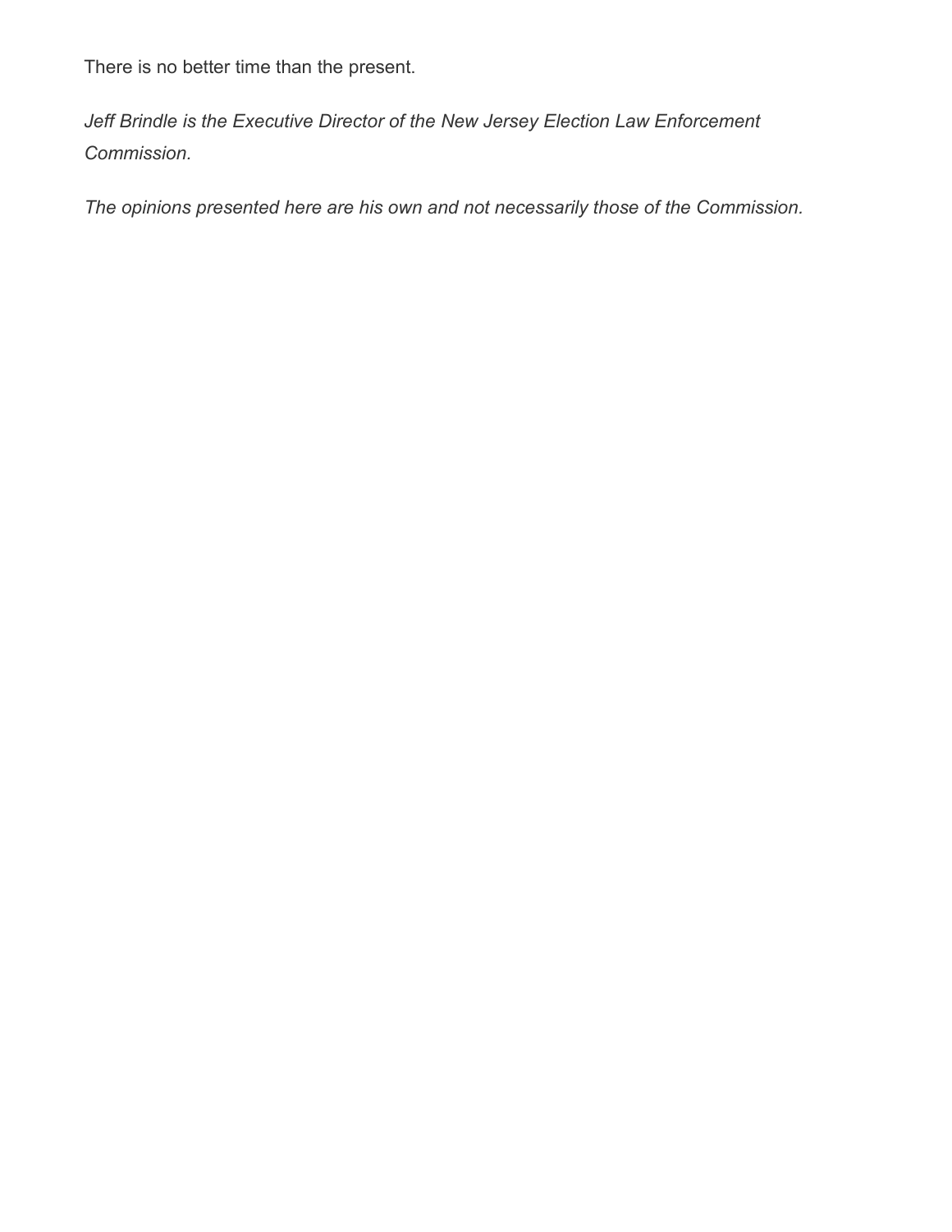There is no better time than the present.

*Jeff Brindle is the Executive Director of the New Jersey Election Law Enforcement Commission.*

*The opinions presented here are his own and not necessarily those of the Commission.*